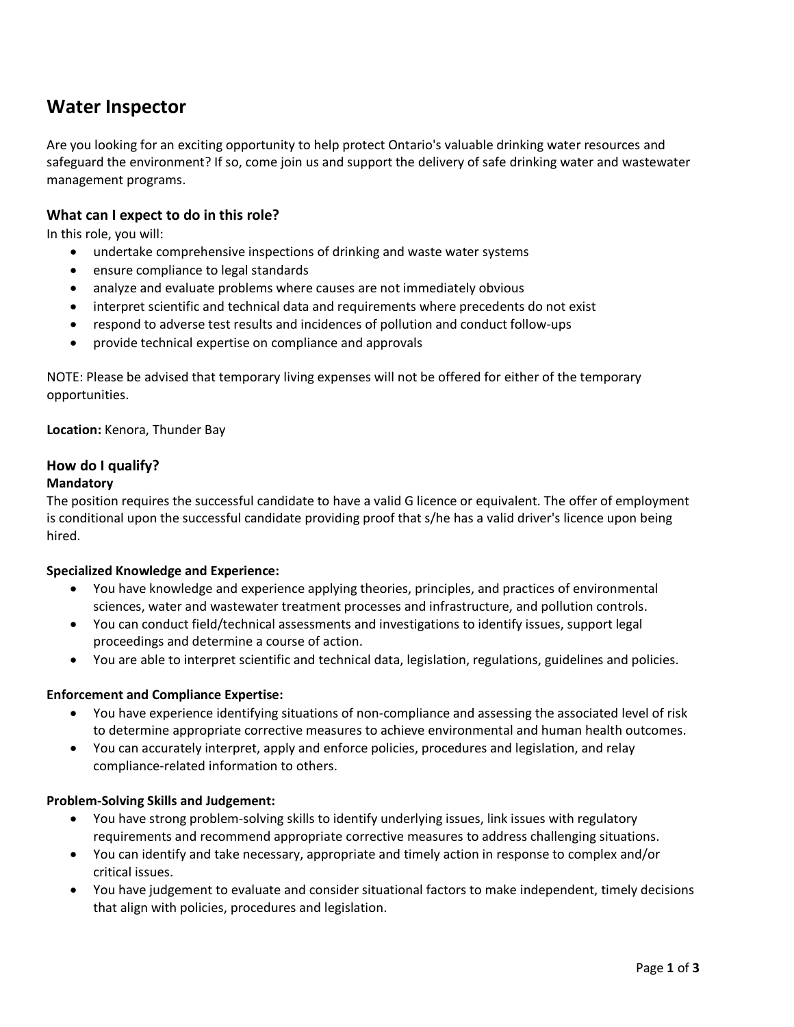# Water Inspector

Are you looking for an exciting opportunity to help protect Ontario's valuable drinking water resources and safeguard the environment? If so, come join us and support the delivery of safe drinking water and wastewater management programs.

## What can I expect to do in this role?

In this role, you will:

- undertake comprehensive inspections of drinking and waste water systems
- ensure compliance to legal standards
- analyze and evaluate problems where causes are not immediately obvious
- interpret scientific and technical data and requirements where precedents do not exist
- respond to adverse test results and incidences of pollution and conduct follow-ups
- provide technical expertise on compliance and approvals

NOTE: Please be advised that temporary living expenses will not be offered for either of the temporary opportunities.

**Location:** Kenora, Thunder Bay

## How do I qualify?

### Mandatory

The position requires the successful candidate to have a valid G licence or equivalent. The offer of employment is conditional upon the successful candidate providing proof that s/he has a valid driver's licence upon being hired.

**Specialized Knowledge and Experience:**

- You have knowledge and experience applying theories, principles, and practices of environmental sciences, water and wastewater treatment processes and infrastructure, and pollution controls.
- You can conduct field/technical assessments and investigations to identify issues, support legal proceedings and determine a course of action.
- You are able to interpret scientific and technical data, legislation, regulations, guidelines and policies.

**Enforcement and Compliance Expertise:**

- You have experience identifying situations of non-compliance and assessing the associated level of risk to determine appropriate corrective measures to achieve environmental and human health outcomes.
- You can accurately interpret, apply and enforce policies, procedures and legislation, and relay compliance-related information to others.

**Problem-Solving Skills and Judgement:**

- You have strong problem-solving skills to identify underlying issues, link issues with regulatory requirements and recommend appropriate corrective measures to address challenging situations.
- You can identify and take necessary, appropriate and timely action in response to complex and/or critical issues.
- You have judgement to evaluate and consider situational factors to make independent, timely decisions that align with policies, procedures and legislation.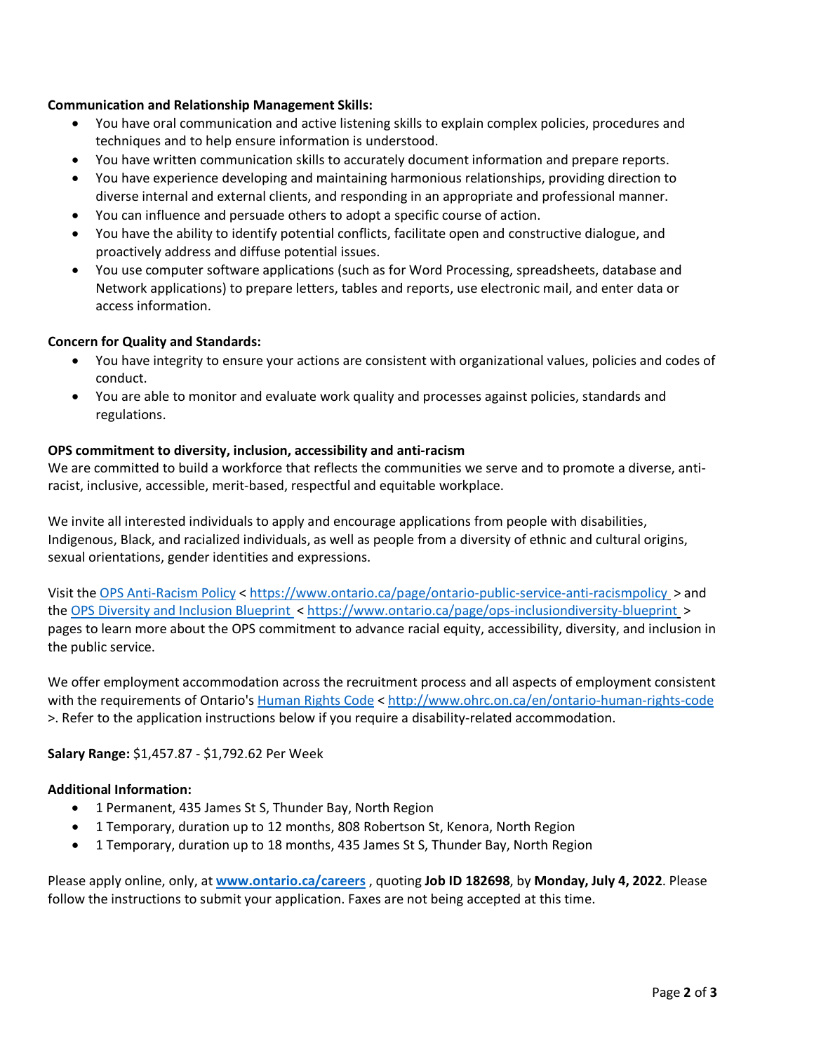**Communication and Relationship Management Skills:**

- You have oral communication and active listening skills to explain complex policies, procedures and techniques and to help ensure information is understood.
- You have written communication skills to accurately document information and prepare reports.
- You have experience developing and maintaining harmonious relationships, providing direction to diverse internal and external clients, and responding in an appropriate and professional manner.
- You can influence and persuade others to adopt a specific course of action.
- You have the ability to identify potential conflicts, facilitate open and constructive dialogue, and proactively address and diffuse potential issues.
- You use computer software applications (such as for Word Processing, spreadsheets, database and Network applications) to prepare letters, tables and reports, use electronic mail, and enter data or access information.

**Concern for Quality and Standards:**

- You have integrity to ensure your actions are consistent with organizational values, policies and codes of conduct.
- You are able to monitor and evaluate work quality and processes against policies, standards and regulations.

**OPS commitment to diversity, inclusion, accessibility and anti-racism**

We are committed to build a workforce that reflects the communities we serve and to promote a diverse, anti-racist, inclusive, accessible, merit-based, respectful and equitable workplace.

We invite all interested individuals to apply and encourage applications from people with disabilities, Indigenous, Black, and racialized individuals, as well as people from a diversity of ethnic and cultural origins, sexual orientations, gender identities and expressions.

Visit the OPS Anti-Racism Policy < https://www.ontario.ca/page/ontario-public-service-anti-racismpolicy > and the OPS Diversity and Inclusion Blueprint < https://www.ontario.ca/page/ops-inclusiondiversity-blueprint > pages to learn more about the OPS commitment to advance racial equity, accessibility, diversity, and inclusion in the public service.

We offer employment accommodation across the recruitment process and all aspects of employment consistent with the requirements of Ontario's Human Rights Code < http://www.ohrc.on.ca/en/ontario-human-rights-code >. Refer to the application instructions below if you require a disability-related accommodation.

**Salary Range:** $1,457.87 - $1,792.62 Per Week

**Additional Information:**

- 1 Permanent, 435 James St S, Thunder Bay, North Region
- 1 Temporary, duration up to 12 months, 808 Robertson St, Kenora, North Region
- 1 Temporary, duration up to 18 months, 435 James St S, Thunder Bay, North Region

Please apply online, only, at **www.ontario.ca/careers** , quoting **Job ID 182698**, by **Monday, July 4, 2022**. Please follow the instructions to submit your application. Faxes are not being accepted at this time.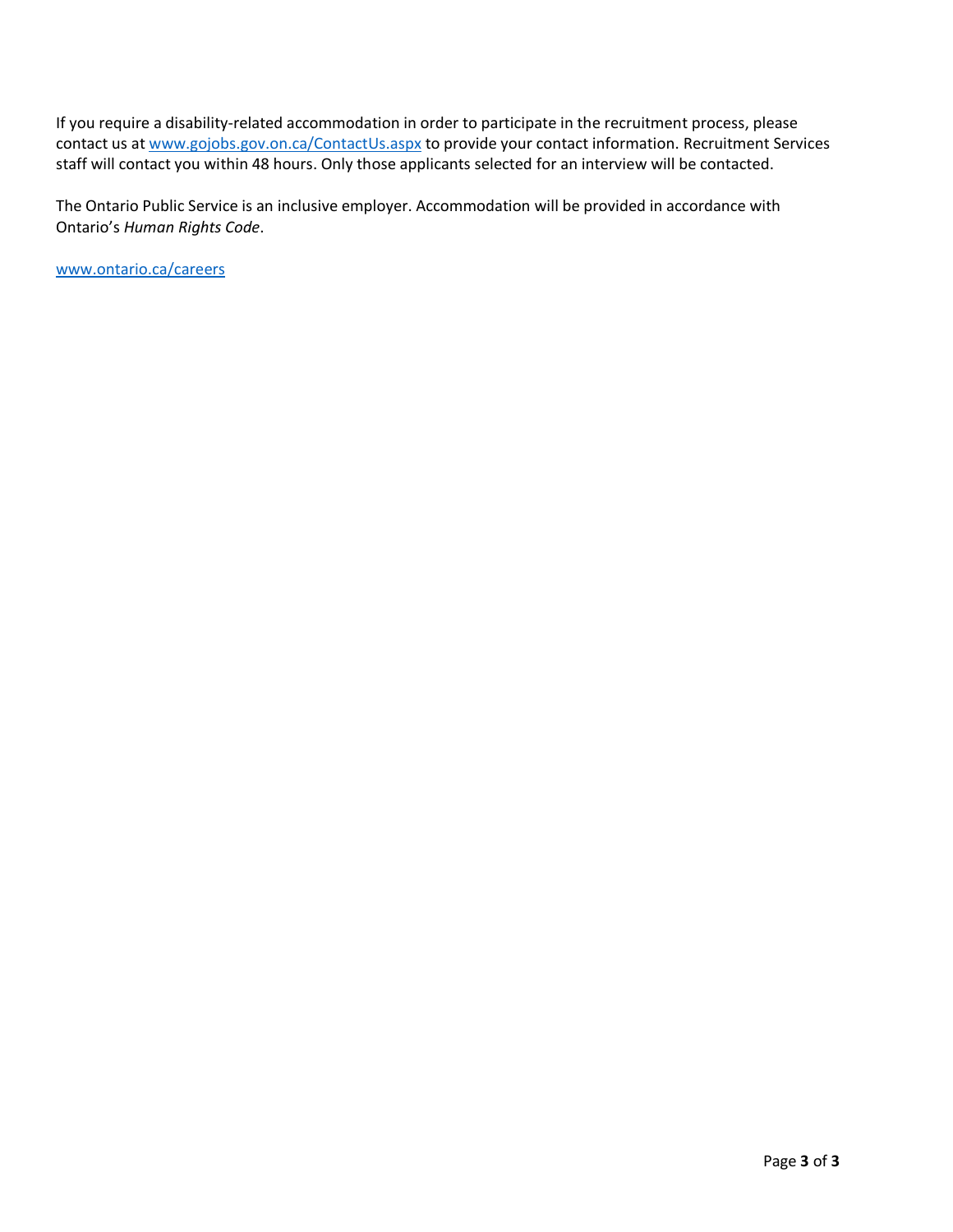If you require a disability-related accommodation in order to participate in the recruitment process, please contact us at [www.gojobs.gov.on.ca/ContactUs.aspx](www.gojobs.gov.on.ca/ContactUs.aspx) to provide your contact information. Recruitment Services staff will contact you within 48 hours. Only those applicants selected for an interview will be contacted.

The Ontario Public Service is an inclusive employer. Accommodation will be provided in accordance with Ontario's *Human Rights Code*.

[www.ontario.ca/careers](www.ontario.ca/careers)